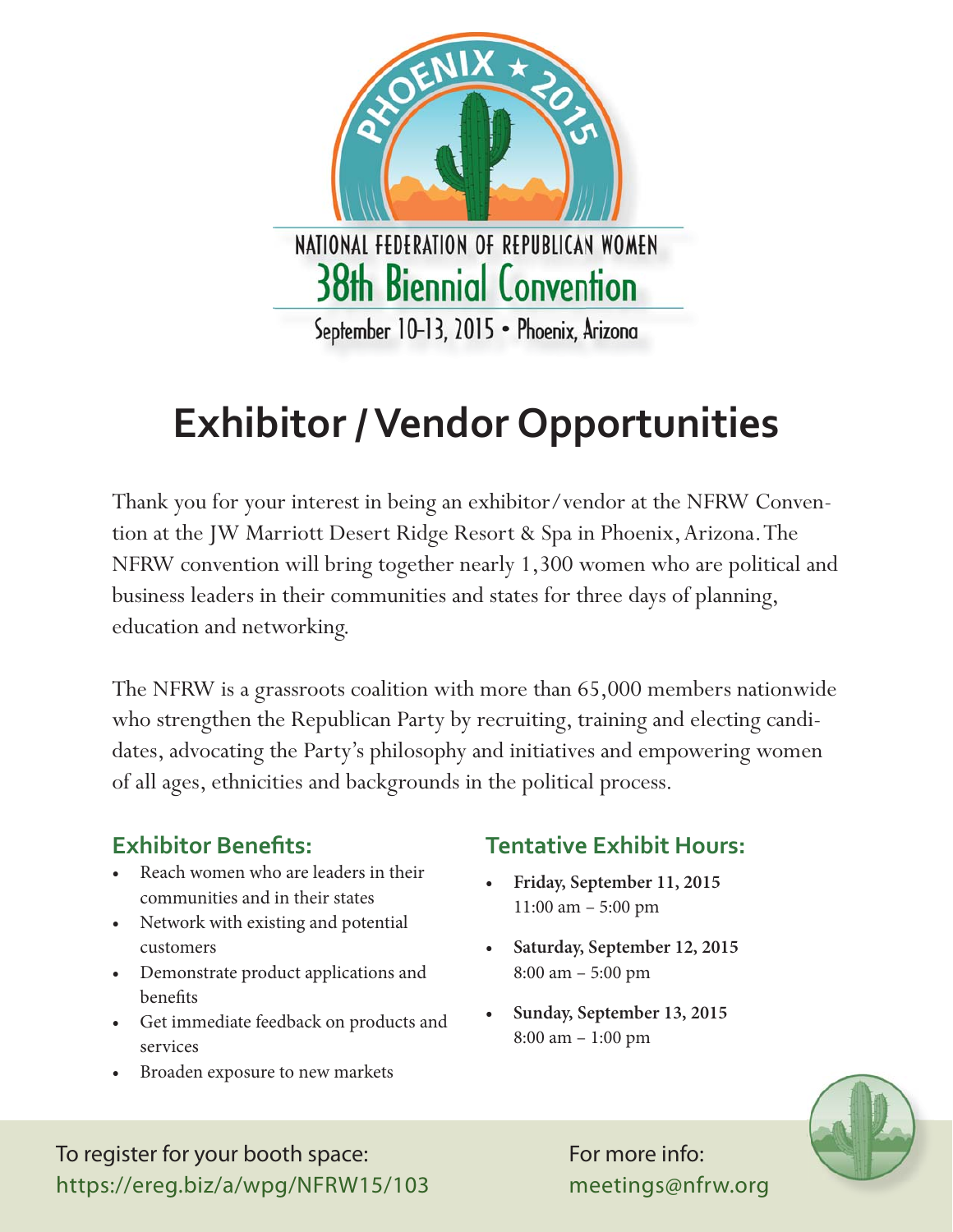PHOENIX ★ 2015

NATIONAL FEDERATION OF REPUBLICAN WOMEN

**38th Biennial Convention**

September 10-13, 2015 • Phoenix, Arizona

# Exhibitor / Vendor Opportunities

Thank you for your interest in being an exhibitor/vendor at the NFRW Convention at the JW Marriott Desert Ridge Resort & Spa in Phoenix, Arizona. The NFRW convention will bring together nearly 1,300 women who are political and business leaders in their communities and states for three days of planning, education and networking.

The NFRW is a grassroots coalition with more than 65,000 members nationwide who strengthen the Republican Party by recruiting, training and electing candidates, advocating the Party's philosophy and initiatives and empowering women of all ages, ethnicities and backgrounds in the political process.

## Exhibitor Benefits:

- Reach women who are leaders in their communities and in their states
- Network with existing and potential customers
- Demonstrate product applications and benefits
- Get immediate feedback on products and services
- Broaden exposure to new markets

## Tentative Exhibit Hours:

- **Friday, September 11, 2015**
  11:00 am – 5:00 pm
- **Saturday, September 12, 2015**
  8:00 am – 5:00 pm
- **Sunday, September 13, 2015**
  8:00 am – 1:00 pm

To register for your booth space:
https://ereg.biz/a/wpg/NFRW15/103

For more info:
meetings@nfrw.org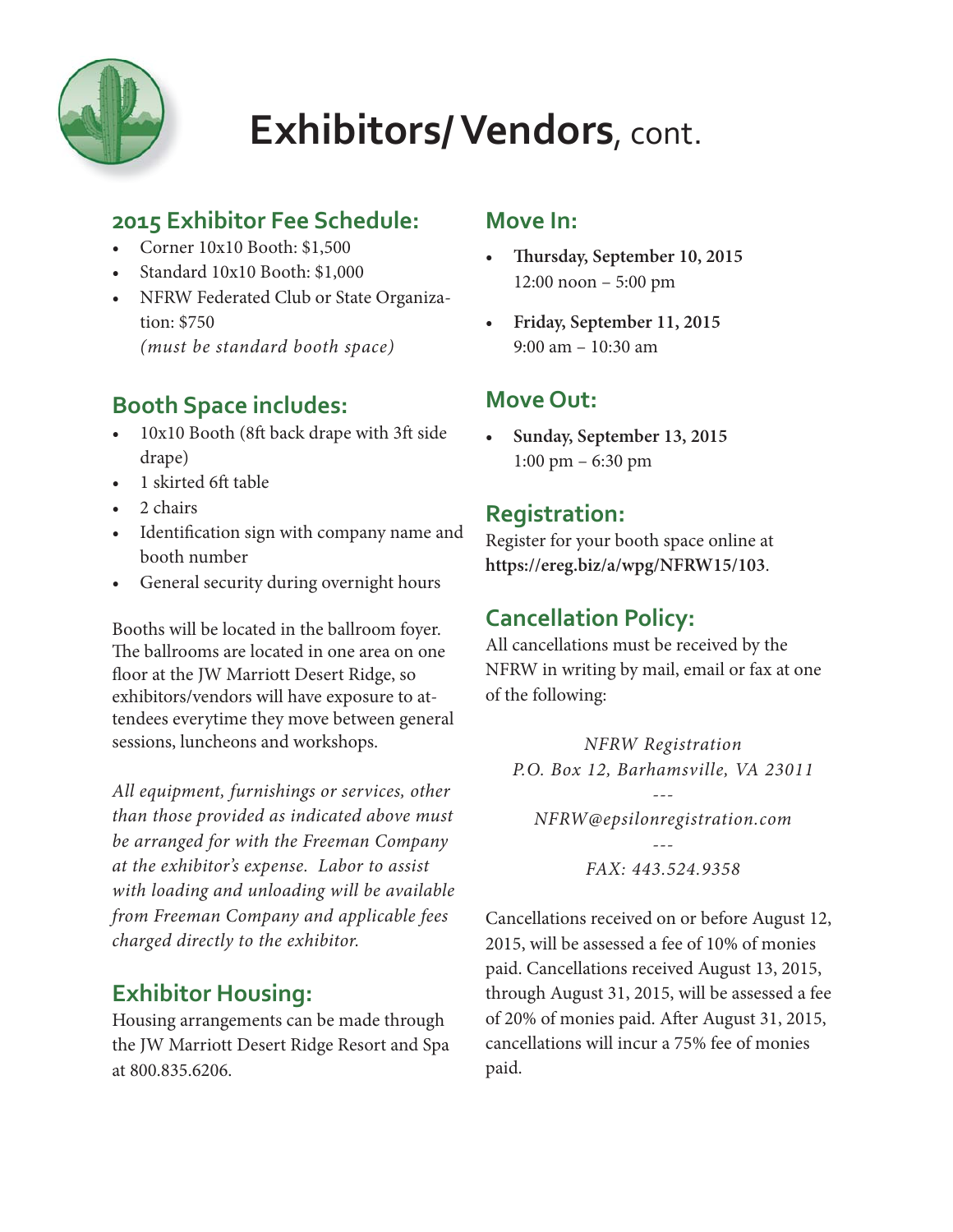# **Exhibitors/ Vendors**, cont.

## 2015 Exhibitor Fee Schedule:

- Corner 10x10 Booth: $1,500
- Standard 10x10 Booth: $1,000
- NFRW Federated Club or State Organization: $750
  *(must be standard booth space)*

## Booth Space includes:

- 10x10 Booth (8ft back drape with 3ft side drape)
- 1 skirted 6ft table
- 2 chairs
- Identification sign with company name and booth number
- General security during overnight hours

Booths will be located in the ballroom foyer. The ballrooms are located in one area on one floor at the JW Marriott Desert Ridge, so exhibitors/vendors will have exposure to attendees everytime they move between general sessions, luncheons and workshops.

*All equipment, furnishings or services, other than those provided as indicated above must be arranged for with the Freeman Company at the exhibitor's expense. Labor to assist with loading and unloading will be available from Freeman Company and applicable fees charged directly to the exhibitor.*

## Exhibitor Housing:

Housing arrangements can be made through the JW Marriott Desert Ridge Resort and Spa at 800.835.6206.

## Move In:

- **Thursday, September 10, 2015**
  12:00 noon – 5:00 pm
- **Friday, September 11, 2015**
  9:00 am – 10:30 am

## Move Out:

- **Sunday, September 13, 2015**
  1:00 pm – 6:30 pm

## Registration:

Register for your booth space online at **https://ereg.biz/a/wpg/NFRW15/103**.

## Cancellation Policy:

All cancellations must be received by the NFRW in writing by mail, email or fax at one of the following:

*NFRW Registration*
*P.O. Box 12, Barhamsville, VA 23011*

---

*NFRW@epsilonregistration.com*

---

*FAX: 443.524.9358*

Cancellations received on or before August 12, 2015, will be assessed a fee of 10% of monies paid. Cancellations received August 13, 2015, through August 31, 2015, will be assessed a fee of 20% of monies paid. After August 31, 2015, cancellations will incur a 75% fee of monies paid.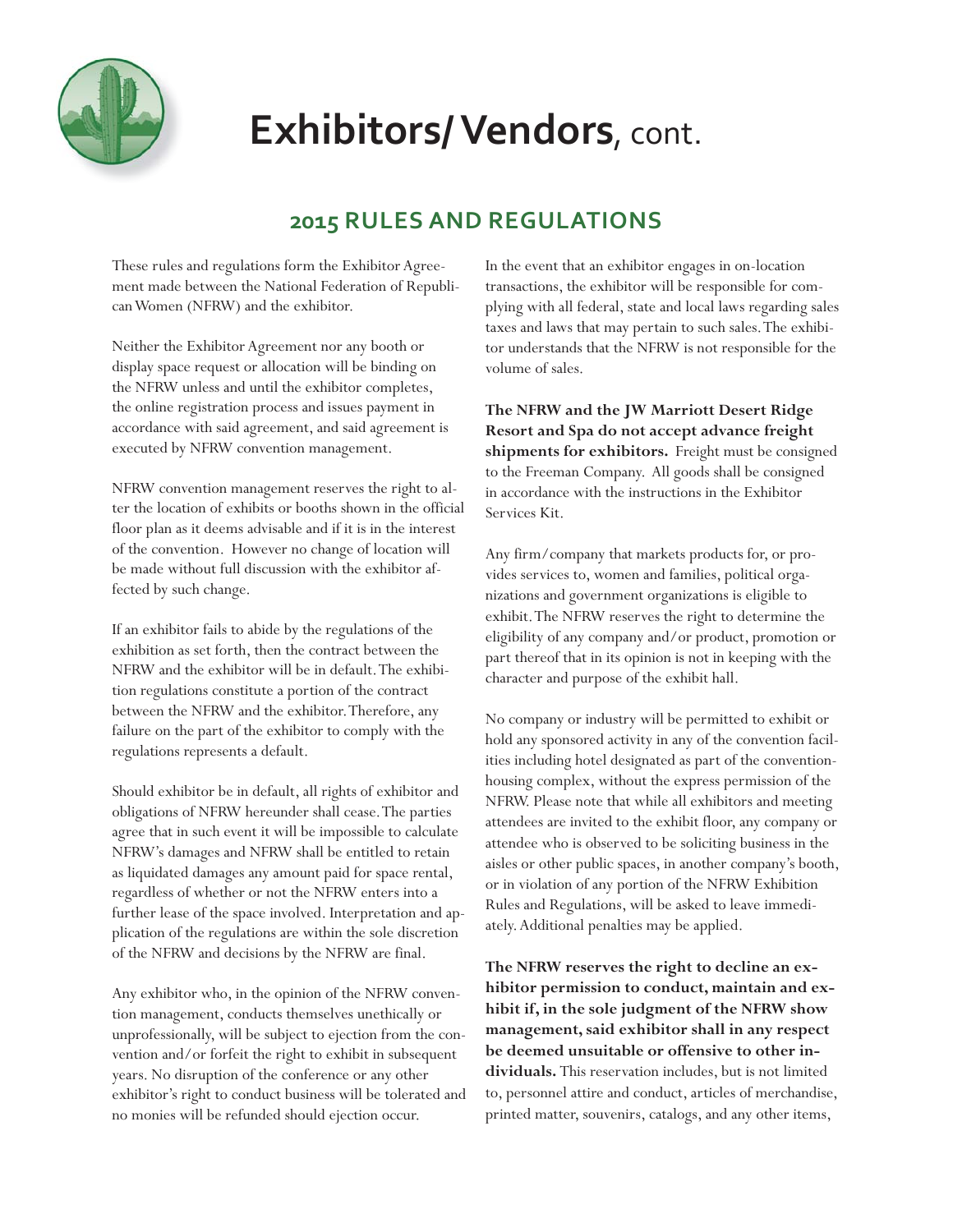# Exhibitors/ Vendors, cont.

## 2015 RULES AND REGULATIONS

These rules and regulations form the Exhibitor Agreement made between the National Federation of Republican Women (NFRW) and the exhibitor.

Neither the Exhibitor Agreement nor any booth or display space request or allocation will be binding on the NFRW unless and until the exhibitor completes, the online registration process and issues payment in accordance with said agreement, and said agreement is executed by NFRW convention management.

NFRW convention management reserves the right to alter the location of exhibits or booths shown in the official floor plan as it deems advisable and if it is in the interest of the convention. However no change of location will be made without full discussion with the exhibitor affected by such change.

If an exhibitor fails to abide by the regulations of the exhibition as set forth, then the contract between the NFRW and the exhibitor will be in default. The exhibition regulations constitute a portion of the contract between the NFRW and the exhibitor. Therefore, any failure on the part of the exhibitor to comply with the regulations represents a default.

Should exhibitor be in default, all rights of exhibitor and obligations of NFRW hereunder shall cease. The parties agree that in such event it will be impossible to calculate NFRW's damages and NFRW shall be entitled to retain as liquidated damages any amount paid for space rental, regardless of whether or not the NFRW enters into a further lease of the space involved. Interpretation and application of the regulations are within the sole discretion of the NFRW and decisions by the NFRW are final.

Any exhibitor who, in the opinion of the NFRW convention management, conducts themselves unethically or unprofessionally, will be subject to ejection from the convention and/or forfeit the right to exhibit in subsequent years. No disruption of the conference or any other exhibitor's right to conduct business will be tolerated and no monies will be refunded should ejection occur.

In the event that an exhibitor engages in on-location transactions, the exhibitor will be responsible for complying with all federal, state and local laws regarding sales taxes and laws that may pertain to such sales. The exhibitor understands that the NFRW is not responsible for the volume of sales.

**The NFRW and the JW Marriott Desert Ridge Resort and Spa do not accept advance freight shipments for exhibitors.** Freight must be consigned to the Freeman Company. All goods shall be consigned in accordance with the instructions in the Exhibitor Services Kit.

Any firm/company that markets products for, or provides services to, women and families, political organizations and government organizations is eligible to exhibit. The NFRW reserves the right to determine the eligibility of any company and/or product, promotion or part thereof that in its opinion is not in keeping with the character and purpose of the exhibit hall.

No company or industry will be permitted to exhibit or hold any sponsored activity in any of the convention facilities including hotel designated as part of the convention-housing complex, without the express permission of the NFRW. Please note that while all exhibitors and meeting attendees are invited to the exhibit floor, any company or attendee who is observed to be soliciting business in the aisles or other public spaces, in another company's booth, or in violation of any portion of the NFRW Exhibition Rules and Regulations, will be asked to leave immediately. Additional penalties may be applied.

**The NFRW reserves the right to decline an exhibitor permission to conduct, maintain and exhibit if, in the sole judgment of the NFRW show management, said exhibitor shall in any respect be deemed unsuitable or offensive to other individuals.** This reservation includes, but is not limited to, personnel attire and conduct, articles of merchandise, printed matter, souvenirs, catalogs, and any other items,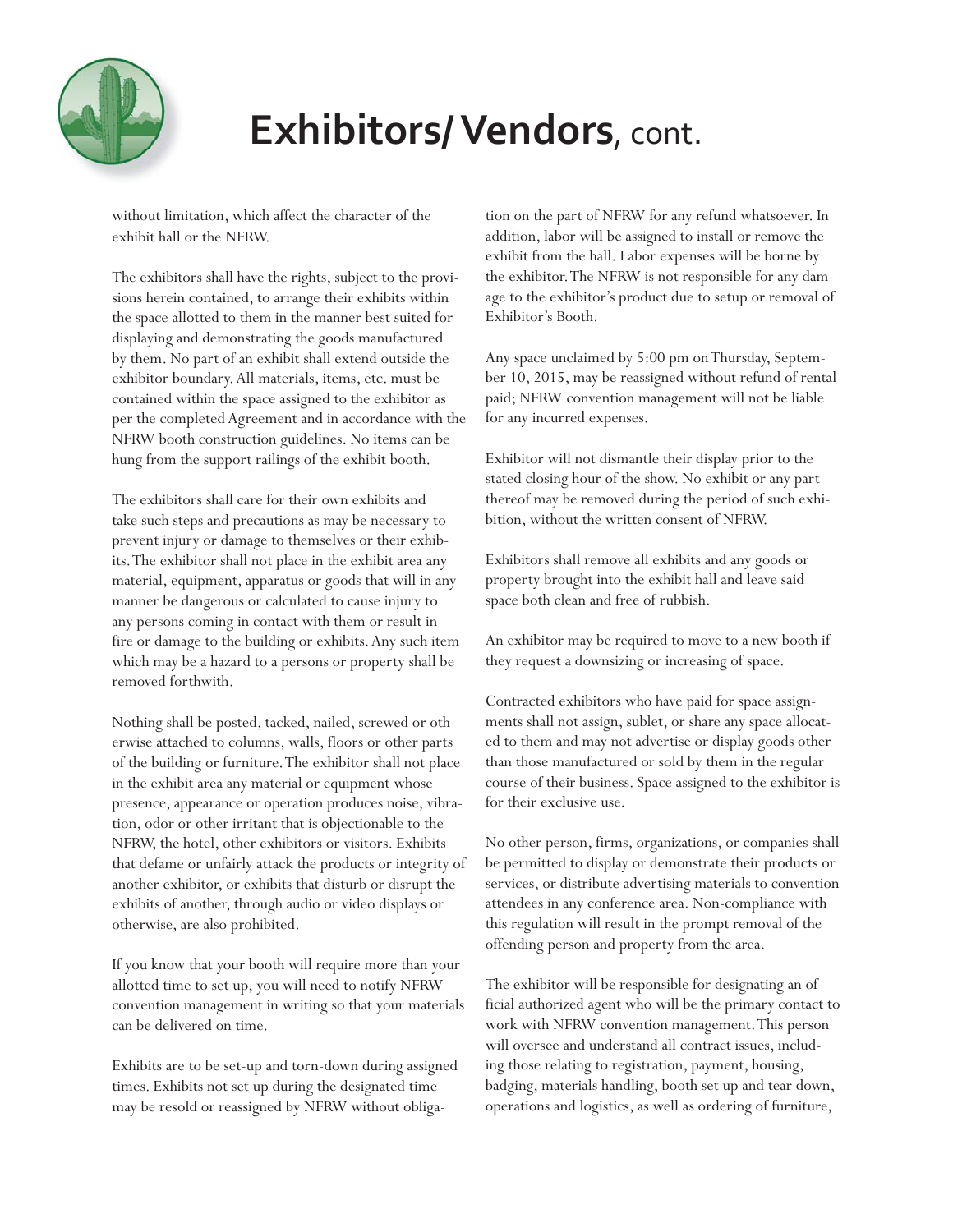# Exhibitors/ Vendors, cont.

without limitation, which affect the character of the exhibit hall or the NFRW.

The exhibitors shall have the rights, subject to the provisions herein contained, to arrange their exhibits within the space allotted to them in the manner best suited for displaying and demonstrating the goods manufactured by them. No part of an exhibit shall extend outside the exhibitor boundary. All materials, items, etc. must be contained within the space assigned to the exhibitor as per the completed Agreement and in accordance with the NFRW booth construction guidelines. No items can be hung from the support railings of the exhibit booth.

The exhibitors shall care for their own exhibits and take such steps and precautions as may be necessary to prevent injury or damage to themselves or their exhibits. The exhibitor shall not place in the exhibit area any material, equipment, apparatus or goods that will in any manner be dangerous or calculated to cause injury to any persons coming in contact with them or result in fire or damage to the building or exhibits. Any such item which may be a hazard to a persons or property shall be removed forthwith.

Nothing shall be posted, tacked, nailed, screwed or otherwise attached to columns, walls, floors or other parts of the building or furniture. The exhibitor shall not place in the exhibit area any material or equipment whose presence, appearance or operation produces noise, vibration, odor or other irritant that is objectionable to the NFRW, the hotel, other exhibitors or visitors. Exhibits that defame or unfairly attack the products or integrity of another exhibitor, or exhibits that disturb or disrupt the exhibits of another, through audio or video displays or otherwise, are also prohibited.

If you know that your booth will require more than your allotted time to set up, you will need to notify NFRW convention management in writing so that your materials can be delivered on time.

Exhibits are to be set-up and torn-down during assigned times. Exhibits not set up during the designated time may be resold or reassigned by NFRW without obligation on the part of NFRW for any refund whatsoever. In addition, labor will be assigned to install or remove the exhibit from the hall. Labor expenses will be borne by the exhibitor. The NFRW is not responsible for any damage to the exhibitor's product due to setup or removal of Exhibitor's Booth.

Any space unclaimed by 5:00 pm on Thursday, September 10, 2015, may be reassigned without refund of rental paid; NFRW convention management will not be liable for any incurred expenses.

Exhibitor will not dismantle their display prior to the stated closing hour of the show. No exhibit or any part thereof may be removed during the period of such exhibition, without the written consent of NFRW.

Exhibitors shall remove all exhibits and any goods or property brought into the exhibit hall and leave said space both clean and free of rubbish.

An exhibitor may be required to move to a new booth if they request a downsizing or increasing of space.

Contracted exhibitors who have paid for space assignments shall not assign, sublet, or share any space allocated to them and may not advertise or display goods other than those manufactured or sold by them in the regular course of their business. Space assigned to the exhibitor is for their exclusive use.

No other person, firms, organizations, or companies shall be permitted to display or demonstrate their products or services, or distribute advertising materials to convention attendees in any conference area. Non-compliance with this regulation will result in the prompt removal of the offending person and property from the area.

The exhibitor will be responsible for designating an official authorized agent who will be the primary contact to work with NFRW convention management. This person will oversee and understand all contract issues, including those relating to registration, payment, housing, badging, materials handling, booth set up and tear down, operations and logistics, as well as ordering of furniture,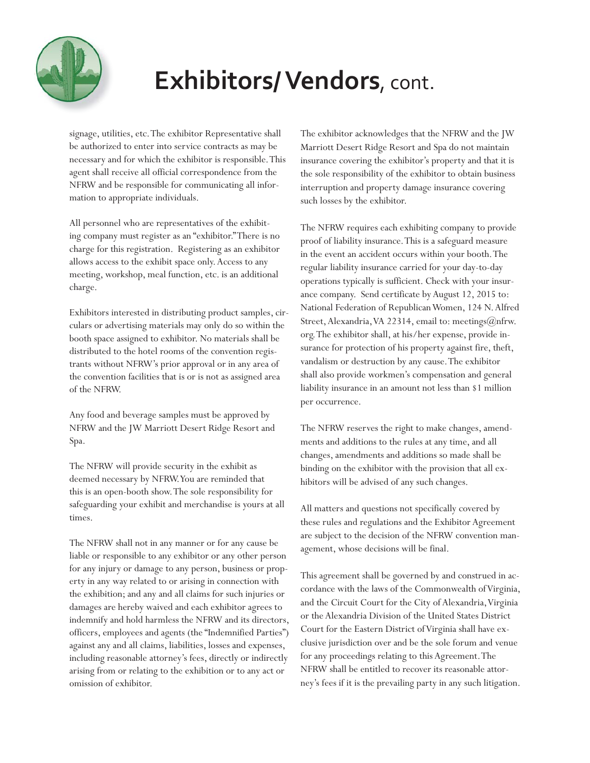# **Exhibitors/ Vendors**, cont.

signage, utilities, etc. The exhibitor Representative shall be authorized to enter into service contracts as may be necessary and for which the exhibitor is responsible. This agent shall receive all official correspondence from the NFRW and be responsible for communicating all information to appropriate individuals.

All personnel who are representatives of the exhibiting company must register as an "exhibitor." There is no charge for this registration. Registering as an exhibitor allows access to the exhibit space only. Access to any meeting, workshop, meal function, etc. is an additional charge.

Exhibitors interested in distributing product samples, circulars or advertising materials may only do so within the booth space assigned to exhibitor. No materials shall be distributed to the hotel rooms of the convention registrants without NFRW's prior approval or in any area of the convention facilities that is or is not as assigned area of the NFRW.

Any food and beverage samples must be approved by NFRW and the JW Marriott Desert Ridge Resort and Spa.

The NFRW will provide security in the exhibit as deemed necessary by NFRW. You are reminded that this is an open-booth show. The sole responsibility for safeguarding your exhibit and merchandise is yours at all times.

The NFRW shall not in any manner or for any cause be liable or responsible to any exhibitor or any other person for any injury or damage to any person, business or property in any way related to or arising in connection with the exhibition; and any and all claims for such injuries or damages are hereby waived and each exhibitor agrees to indemnify and hold harmless the NFRW and its directors, officers, employees and agents (the "Indemnified Parties") against any and all claims, liabilities, losses and expenses, including reasonable attorney's fees, directly or indirectly arising from or relating to the exhibition or to any act or omission of exhibitor.

The exhibitor acknowledges that the NFRW and the JW Marriott Desert Ridge Resort and Spa do not maintain insurance covering the exhibitor's property and that it is the sole responsibility of the exhibitor to obtain business interruption and property damage insurance covering such losses by the exhibitor.

The NFRW requires each exhibiting company to provide proof of liability insurance. This is a safeguard measure in the event an accident occurs within your booth. The regular liability insurance carried for your day-to-day operations typically is sufficient. Check with your insurance company. Send certificate by August 12, 2015 to: National Federation of Republican Women, 124 N. Alfred Street, Alexandria, VA 22314, email to: meetings@nfrw.org. The exhibitor shall, at his/her expense, provide insurance for protection of his property against fire, theft, vandalism or destruction by any cause. The exhibitor shall also provide workmen's compensation and general liability insurance in an amount not less than $1 million per occurrence.

The NFRW reserves the right to make changes, amendments and additions to the rules at any time, and all changes, amendments and additions so made shall be binding on the exhibitor with the provision that all exhibitors will be advised of any such changes.

All matters and questions not specifically covered by these rules and regulations and the Exhibitor Agreement are subject to the decision of the NFRW convention management, whose decisions will be final.

This agreement shall be governed by and construed in accordance with the laws of the Commonwealth of Virginia, and the Circuit Court for the City of Alexandria, Virginia or the Alexandria Division of the United States District Court for the Eastern District of Virginia shall have exclusive jurisdiction over and be the sole forum and venue for any proceedings relating to this Agreement. The NFRW shall be entitled to recover its reasonable attorney's fees if it is the prevailing party in any such litigation.